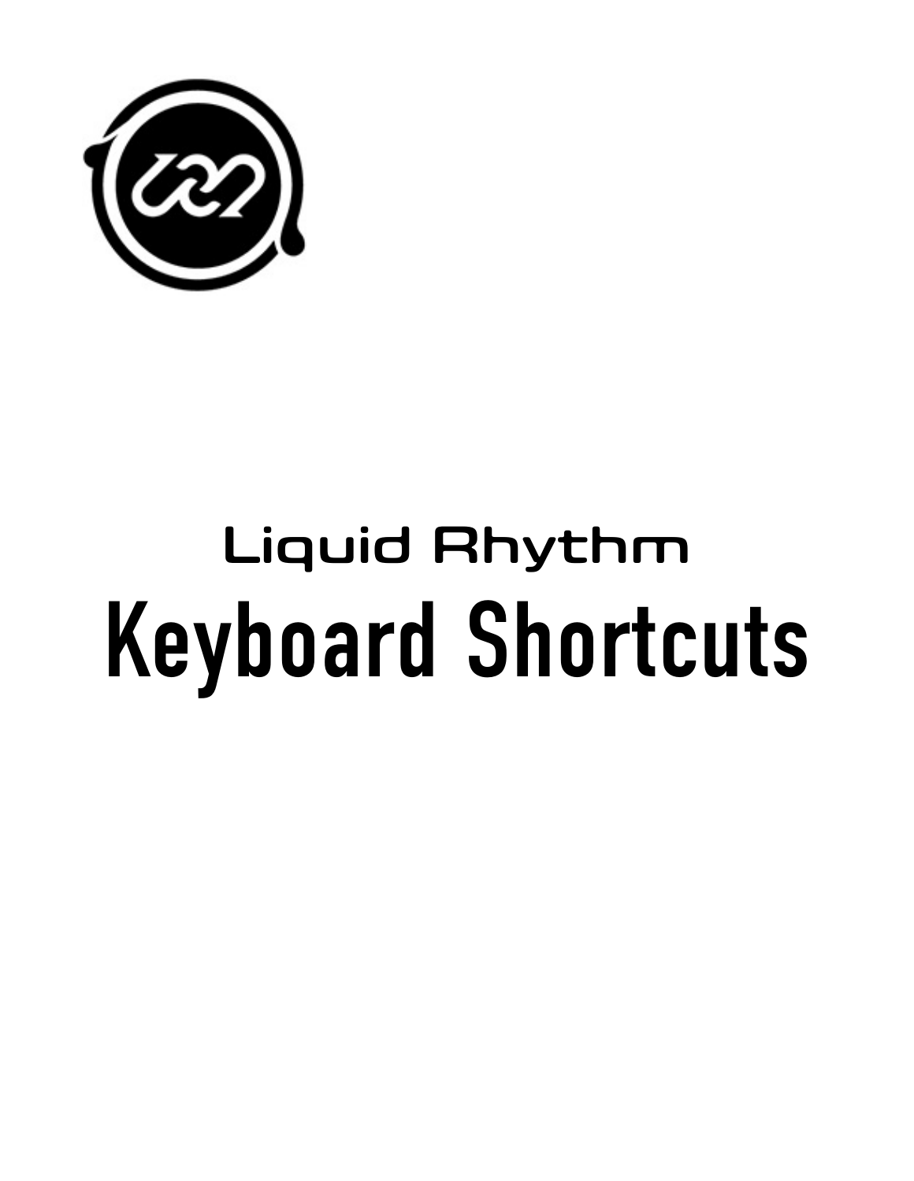Liquid Rhythm

# Keyboard Shortcuts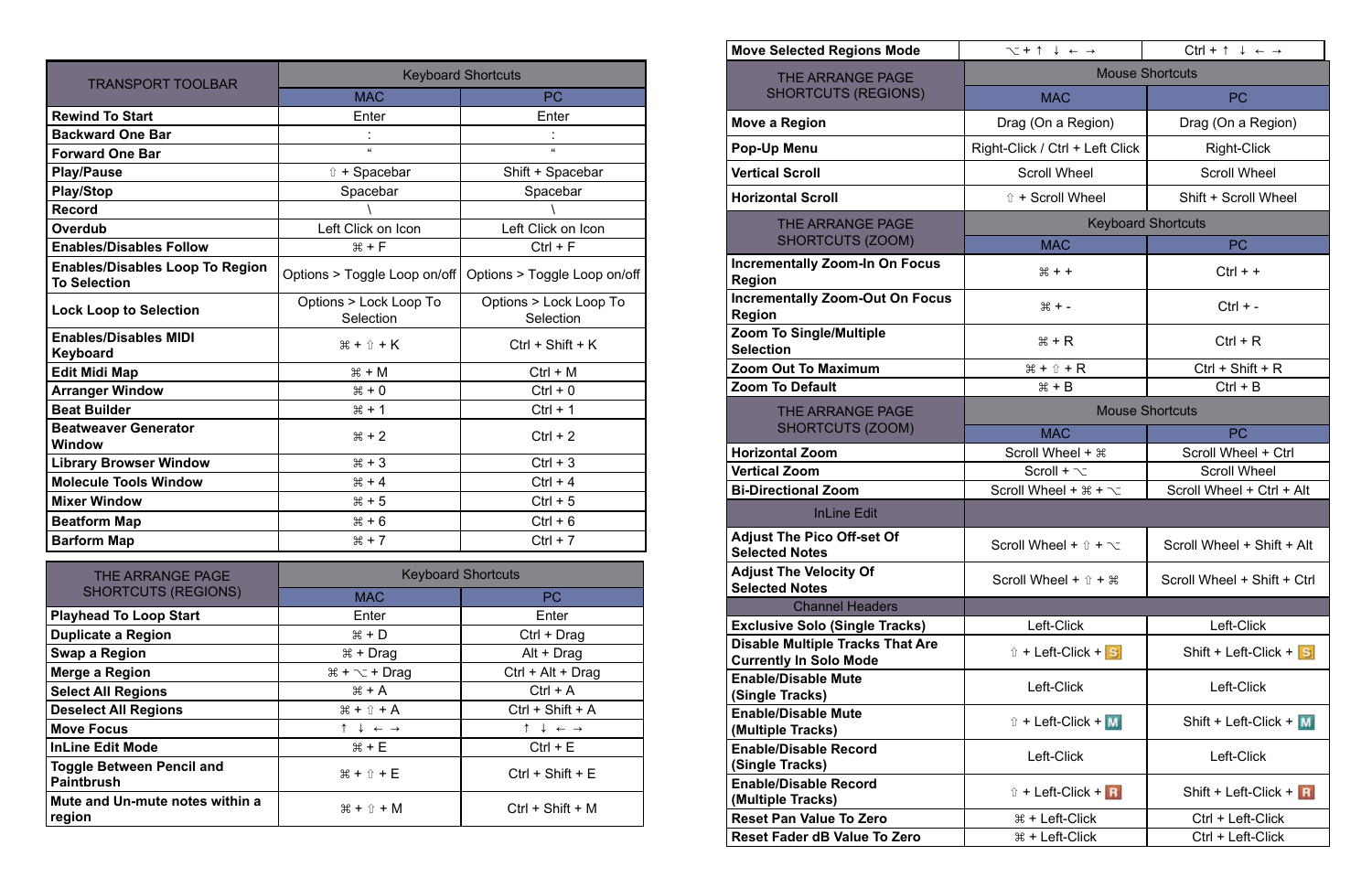| TRANSPORT TOOLBAR | Keyboard Shortcuts | |
|---|---|---|
| | MAC | PC |
| **Rewind To Start** | Enter | Enter |
| **Backward One Bar** | : | : |
| **Forward One Bar** | " | " |
| **Play/Pause** | ⇧ + Spacebar | Shift + Spacebar |
| **Play/Stop** | Spacebar | Spacebar |
| **Record** | \ | \ |
| **Overdub** | Left Click on Icon | Left Click on Icon |
| **Enables/Disables Follow** | ⌘ + F | Ctrl + F |
| **Enables/Disables Loop To Region To Selection** | Options > Toggle Loop on/off | Options > Toggle Loop on/off |
| **Lock Loop to Selection** | Options > Lock Loop To Selection | Options > Lock Loop To Selection |
| **Enables/Disables MIDI Keyboard** | ⌘ + ⇧ + K | Ctrl + Shift + K |
| **Edit Midi Map** | ⌘ + M | Ctrl + M |
| **Arranger Window** | ⌘ + 0 | Ctrl + 0 |
| **Beat Builder** | ⌘ + 1 | Ctrl + 1 |
| **Beatweaver Generator Window** | ⌘ + 2 | Ctrl + 2 |
| **Library Browser Window** | ⌘ + 3 | Ctrl + 3 |
| **Molecule Tools Window** | ⌘ + 4 | Ctrl + 4 |
| **Mixer Window** | ⌘ + 5 | Ctrl + 5 |
| **Beatform Map** | ⌘ + 6 | Ctrl + 6 |
| **Barform Map** | ⌘ + 7 | Ctrl + 7 |

| THE ARRANGE PAGE SHORTCUTS (REGIONS) | Keyboard Shortcuts | |
|---|---|---|
| | MAC | PC |
| **Playhead To Loop Start** | Enter | Enter |
| **Duplicate a Region** | ⌘ + D | Ctrl + Drag |
| **Swap a Region** | ⌘ + Drag | Alt + Drag |
| **Merge a Region** | ⌘ + ⌥ + Drag | Ctrl + Alt + Drag |
| **Select All Regions** | ⌘ + A | Ctrl + A |
| **Deselect All Regions** | ⌘ + ⇧ + A | Ctrl + Shift + A |
| **Move Focus** | ↑ ↓ ← → | ↑ ↓ ← → |
| **InLine Edit Mode** | ⌘ + E | Ctrl + E |
| **Toggle Between Pencil and Paintbrush** | ⌘ + ⇧ + E | Ctrl + Shift + E |
| **Mute and Un-mute notes within a region** | ⌘ + ⇧ + M | Ctrl + Shift + M |
| **Move Selected Regions Mode** | ⌥ + ↑ ↓ ← → | Ctrl + ↑ ↓ ← → |

| THE ARRANGE PAGE SHORTCUTS (REGIONS) | Mouse Shortcuts | |
|---|---|---|
| | MAC | PC |
| **Move a Region** | Drag (On a Region) | Drag (On a Region) |
| **Pop-Up Menu** | Right-Click / Ctrl + Left Click | Right-Click |
| **Vertical Scroll** | Scroll Wheel | Scroll Wheel |
| **Horizontal Scroll** | ⇧ + Scroll Wheel | Shift + Scroll Wheel |

| THE ARRANGE PAGE SHORTCUTS (ZOOM) | Keyboard Shortcuts | |
|---|---|---|
| | MAC | PC |
| **Incrementally Zoom-In On Focus Region** | ⌘ + + | Ctrl + + |
| **Incrementally Zoom-Out On Focus Region** | ⌘ + - | Ctrl + - |
| **Zoom To Single/Multiple Selection** | ⌘ + R | Ctrl + R |
| **Zoom Out To Maximum** | ⌘ + ⇧ + R | Ctrl + Shift + R |
| **Zoom To Default** | ⌘ + B | Ctrl + B |

| THE ARRANGE PAGE SHORTCUTS (ZOOM) | Mouse Shortcuts | |
|---|---|---|
| | MAC | PC |
| **Horizontal Zoom** | Scroll Wheel + ⌘ | Scroll Wheel + Ctrl |
| **Vertical Zoom** | Scroll + ⌥ | Scroll Wheel |
| **Bi-Directional Zoom** | Scroll Wheel + ⌘ + ⌥ | Scroll Wheel + Ctrl + Alt |
| InLine Edit | | |
| **Adjust The Pico Off-set Of Selected Notes** | Scroll Wheel + ⇧ + ⌥ | Scroll Wheel + Shift + Alt |
| **Adjust The Velocity Of Selected Notes** | Scroll Wheel + ⇧ + ⌘ | Scroll Wheel + Shift + Ctrl |
| Channel Headers | | |
| **Exclusive Solo (Single Tracks)** | Left-Click | Left-Click |
| **Disable Multiple Tracks That Are Currently In Solo Mode** | ⇧ + Left-Click + S | Shift + Left-Click + S |
| **Enable/Disable Mute (Single Tracks)** | Left-Click | Left-Click |
| **Enable/Disable Mute (Multiple Tracks)** | ⇧ + Left-Click + M | Shift + Left-Click + M |
| **Enable/Disable Record (Single Tracks)** | Left-Click | Left-Click |
| **Enable/Disable Record (Multiple Tracks)** | ⇧ + Left-Click + R | Shift + Left-Click + R |
| **Reset Pan Value To Zero** | ⌘ + Left-Click | Ctrl + Left-Click |
| **Reset Fader dB Value To Zero** | ⌘ + Left-Click | Ctrl + Left-Click |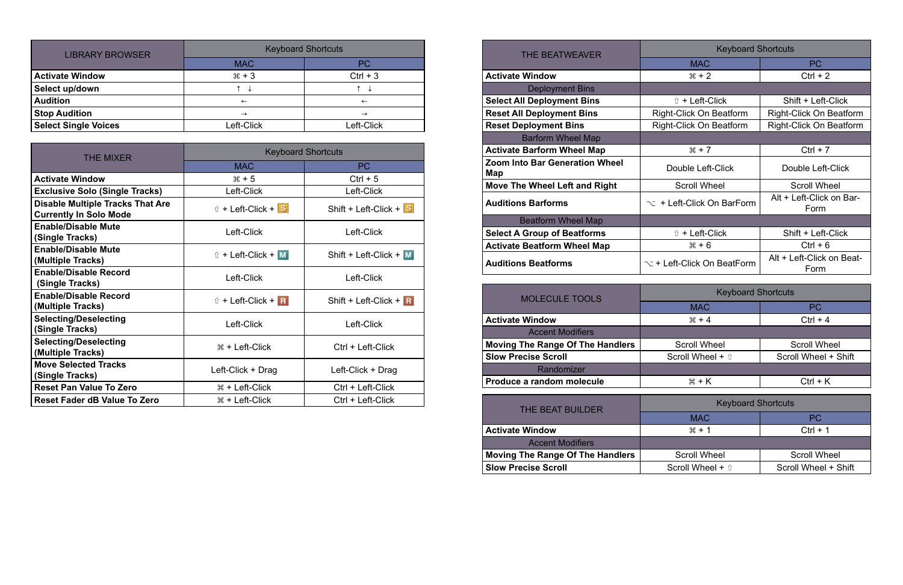| LIBRARY BROWSER | Keyboard Shortcuts | |
|---|---|---|
| | MAC | PC |
| **Activate Window** | ⌘ + 3 | Ctrl + 3 |
| **Select up/down** | ↑ ↓ | ↑ ↓ |
| **Audition** | ← | ← |
| **Stop Audition** | → | → |
| **Select Single Voices** | Left-Click | Left-Click |

| THE MIXER | Keyboard Shortcuts | |
|---|---|---|
| | MAC | PC |
| **Activate Window** | ⌘ + 5 | Ctrl + 5 |
| **Exclusive Solo (Single Tracks)** | Left-Click | Left-Click |
| **Disable Multiple Tracks That Are Currently In Solo Mode** | ⇧ + Left-Click + S | Shift + Left-Click + S |
| **Enable/Disable Mute (Single Tracks)** | Left-Click | Left-Click |
| **Enable/Disable Mute (Multiple Tracks)** | ⇧ + Left-Click + M | Shift + Left-Click + M |
| **Enable/Disable Record (Single Tracks)** | Left-Click | Left-Click |
| **Enable/Disable Record (Multiple Tracks)** | ⇧ + Left-Click + R | Shift + Left-Click + R |
| **Selecting/Deselecting (Single Tracks)** | Left-Click | Left-Click |
| **Selecting/Deselecting (Multiple Tracks)** | ⌘ + Left-Click | Ctrl + Left-Click |
| **Move Selected Tracks (Single Tracks)** | Left-Click + Drag | Left-Click + Drag |
| **Reset Pan Value To Zero** | ⌘ + Left-Click | Ctrl + Left-Click |
| **Reset Fader dB Value To Zero** | ⌘ + Left-Click | Ctrl + Left-Click |

| THE BEATWEAVER | Keyboard Shortcuts | |
|---|---|---|
| | MAC | PC |
| **Activate Window** | ⌘ + 2 | Ctrl + 2 |
| Deployment Bins | | |
| **Select All Deployment Bins** | ⇧ + Left-Click | Shift + Left-Click |
| **Reset All Deployment Bins** | Right-Click On Beatform | Right-Click On Beatform |
| **Reset Deployment Bins** | Right-Click On Beatform | Right-Click On Beatform |
| Barform Wheel Map | | |
| **Activate Barform Wheel Map** | ⌘ + 7 | Ctrl + 7 |
| **Zoom Into Bar Generation Wheel Map** | Double Left-Click | Double Left-Click |
| **Move The Wheel Left and Right** | Scroll Wheel | Scroll Wheel |
| **Auditions Barforms** | ⌥ + Left-Click On BarForm | Alt + Left-Click on Bar-Form |
| Beatform Wheel Map | | |
| **Select A Group of Beatforms** | ⇧ + Left-Click | Shift + Left-Click |
| **Activate Beatform Wheel Map** | ⌘ + 6 | Ctrl + 6 |
| **Auditions Beatforms** | ⌥ + Left-Click On BeatForm | Alt + Left-Click on Beat-Form |

| MOLECULE TOOLS | Keyboard Shortcuts | |
|---|---|---|
| | MAC | PC |
| **Activate Window** | ⌘ + 4 | Ctrl + 4 |
| Accent Modifiers | | |
| **Moving The Range Of The Handlers** | Scroll Wheel | Scroll Wheel |
| **Slow Precise Scroll** | Scroll Wheel + ⇧ | Scroll Wheel + Shift |
| Randomizer | | |
| **Produce a random molecule** | ⌘ + K | Ctrl + K |

| THE BEAT BUILDER | Keyboard Shortcuts | |
|---|---|---|
| | MAC | PC |
| **Activate Window** | ⌘ + 1 | Ctrl + 1 |
| Accent Modifiers | | |
| **Moving The Range Of The Handlers** | Scroll Wheel | Scroll Wheel |
| **Slow Precise Scroll** | Scroll Wheel + ⇧ | Scroll Wheel + Shift |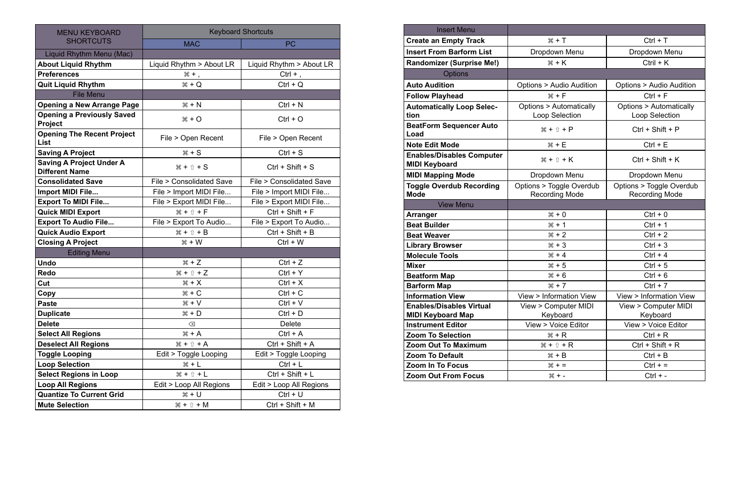| MENU KEYBOARD SHORTCUTS | Keyboard Shortcuts | |
|---|---|---|
| | MAC | PC |
| Liquid Rhythm Menu (Mac) | | |
| **About Liquid Rhythm** | Liquid Rhythm > About LR | Liquid Rhythm > About LR |
| **Preferences** | ⌘ + , | Ctrl + , |
| **Quit Liquid Rhythm** | ⌘ + Q | Ctrl + Q |
| File Menu | | |
| **Opening a New Arrange Page** | ⌘ + N | Ctrl + N |
| **Opening a Previously Saved Project** | ⌘ + O | Ctrl + O |
| **Opening The Recent Project List** | File > Open Recent | File > Open Recent |
| **Saving A Project** | ⌘ + S | Ctrl + S |
| **Saving A Project Under A Different Name** | ⌘ + ⇧ + S | Ctrl + Shift + S |
| **Consolidated Save** | File > Consolidated Save | File > Consolidated Save |
| **Import MIDI File...** | File > Import MIDI File... | File > Import MIDI File... |
| **Export To MIDI File...** | File > Export MIDI File... | File > Export MIDI File... |
| **Quick MIDI Export** | ⌘ + ⇧ + F | Ctrl + Shift + F |
| **Export To Audio File...** | File > Export To Audio... | File > Export To Audio... |
| **Quick Audio Export** | ⌘ + ⇧ + B | Ctrl + Shift + B |
| **Closing A Project** | ⌘ + W | Ctrl + W |
| Editing Menu | | |
| **Undo** | ⌘ + Z | Ctrl + Z |
| **Redo** | ⌘ + ⇧ + Z | Ctrl + Y |
| **Cut** | ⌘ + X | Ctrl + X |
| **Copy** | ⌘ + C | Ctrl + C |
| **Paste** | ⌘ + V | Ctrl + V |
| **Duplicate** | ⌘ + D | Ctrl + D |
| **Delete** | ⌫ | Delete |
| **Select All Regions** | ⌘ + A | Ctrl + A |
| **Deselect All Regions** | ⌘ + ⇧ + A | Ctrl + Shift + A |
| **Toggle Looping** | Edit > Toggle Looping | Edit > Toggle Looping |
| **Loop Selection** | ⌘ + L | Ctrl + L |
| **Select Regions in Loop** | ⌘ + ⇧ + L | Ctrl + Shift + L |
| **Loop All Regions** | Edit > Loop All Regions | Edit > Loop All Regions |
| **Quantize To Current Grid** | ⌘ + U | Ctrl + U |
| **Mute Selection** | ⌘ + ⇧ + M | Ctrl + Shift + M |

| Insert Menu | | |
|---|---|---|
| **Create an Empty Track** | ⌘ + T | Ctrl + T |
| **Insert From Barform List** | Dropdown Menu | Dropdown Menu |
| **Randomizer (Surprise Me!)** | ⌘ + K | Ctrl + K |
| Options | | |
| **Auto Audition** | Options > Audio Audition | Options > Audio Audition |
| **Follow Playhead** | ⌘ + F | Ctrl + F |
| **Automatically Loop Selection** | Options > Automatically Loop Selection | Options > Automatically Loop Selection |
| **BeatForm Sequencer Auto Load** | ⌘ + ⇧ + P | Ctrl + Shift + P |
| **Note Edit Mode** | ⌘ + E | Ctrl + E |
| **Enables/Disables Computer MIDI Keyboard** | ⌘ + ⇧ + K | Ctrl + Shift + K |
| **MIDI Mapping Mode** | Dropdown Menu | Dropdown Menu |
| **Toggle Overdub Recording Mode** | Options > Toggle Overdub Recording Mode | Options > Toggle Overdub Recording Mode |
| View Menu | | |
| **Arranger** | ⌘ + 0 | Ctrl + 0 |
| **Beat Builder** | ⌘ + 1 | Ctrl + 1 |
| **Beat Weaver** | ⌘ + 2 | Ctrl + 2 |
| **Library Browser** | ⌘ + 3 | Ctrl + 3 |
| **Molecule Tools** | ⌘ + 4 | Ctrl + 4 |
| **Mixer** | ⌘ + 5 | Ctrl + 5 |
| **Beatform Map** | ⌘ + 6 | Ctrl + 6 |
| **Barform Map** | ⌘ + 7 | Ctrl + 7 |
| **Information View** | View > Information View | View > Information View |
| **Enables/Disables Virtual MIDI Keyboard Map** | View > Computer MIDI Keyboard | View > Computer MIDI Keyboard |
| **Instrument Editor** | View > Voice Editor | View > Voice Editor |
| **Zoom To Selection** | ⌘ + R | Ctrl + R |
| **Zoom Out To Maximum** | ⌘ + ⇧ + R | Ctrl + Shift + R |
| **Zoom To Default** | ⌘ + B | Ctrl + B |
| **Zoom In To Focus** | ⌘ + = | Ctrl + = |
| **Zoom Out From Focus** | ⌘ + - | Ctrl + - |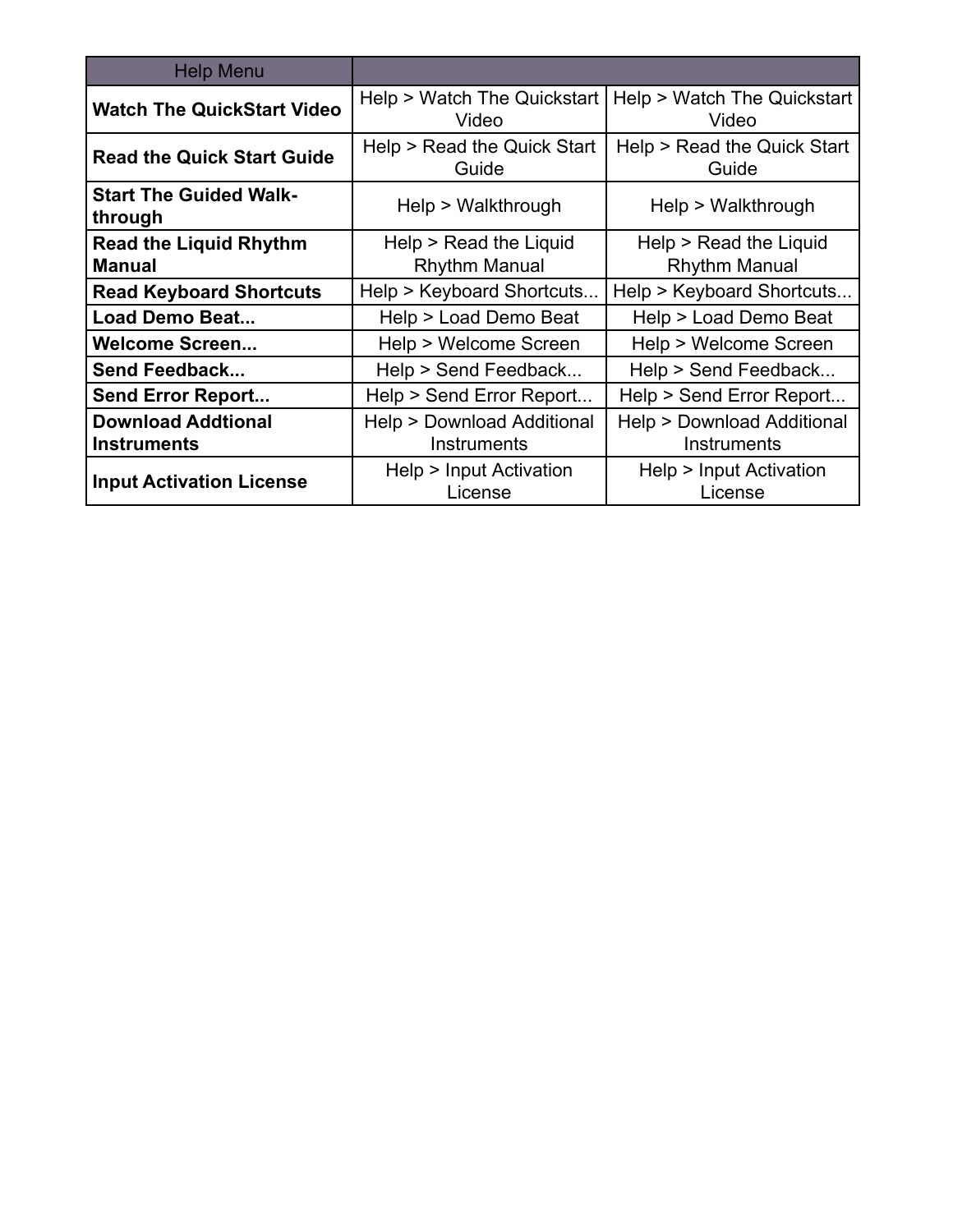| Help Menu | | |
|---|---|---|
| **Watch The QuickStart Video** | Help > Watch The Quickstart Video | Help > Watch The Quickstart Video |
| **Read the Quick Start Guide** | Help > Read the Quick Start Guide | Help > Read the Quick Start Guide |
| **Start The Guided Walk-through** | Help > Walkthrough | Help > Walkthrough |
| **Read the Liquid Rhythm Manual** | Help > Read the Liquid Rhythm Manual | Help > Read the Liquid Rhythm Manual |
| **Read Keyboard Shortcuts** | Help > Keyboard Shortcuts... | Help > Keyboard Shortcuts... |
| **Load Demo Beat...** | Help > Load Demo Beat | Help > Load Demo Beat |
| **Welcome Screen...** | Help > Welcome Screen | Help > Welcome Screen |
| **Send Feedback...** | Help > Send Feedback... | Help > Send Feedback... |
| **Send Error Report...** | Help > Send Error Report... | Help > Send Error Report... |
| **Download Addtional Instruments** | Help > Download Additional Instruments | Help > Download Additional Instruments |
| **Input Activation License** | Help > Input Activation License | Help > Input Activation License |